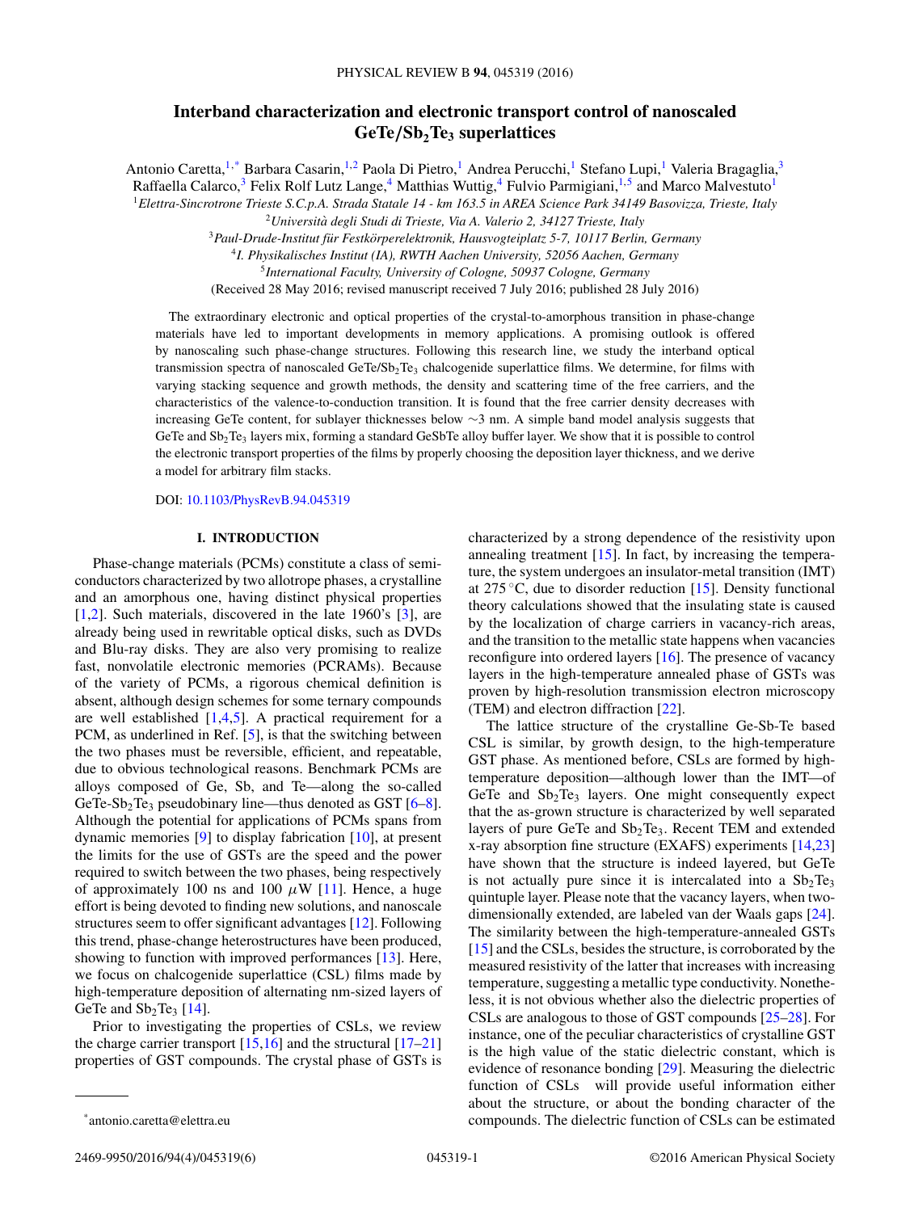# Interband characterization and electronic transport control of nanoscaled $GeTe/Sb_2Te_3$ superlattices

Antonio Caretta,[1,*] Barbara Casarin,[1,2] Paola Di Pietro,[1] Andrea Perucchi,[1] Stefano Lupi,[1] Valeria Bragaglia,[3] Raffaella Calarco,[3] Felix Rolf Lutz Lange,[4] Matthias Wuttig,[4] Fulvio Parmigiani,[1,5] and Marco Malvestuto[1]

[1]*Elettra-Sincrotrone Trieste S.C.p.A. Strada Statale 14 - km 163.5 in AREA Science Park 34149 Basovizza, Trieste, Italy*

[2]*Università degli Studi di Trieste, Via A. Valerio 2, 34127 Trieste, Italy*

[3]*Paul-Drude-Institut für Festkörperelektronik, Hausvogteiplatz 5-7, 10117 Berlin, Germany*

[4]*I. Physikalisches Institut (IA), RWTH Aachen University, 52056 Aachen, Germany*

[5]*International Faculty, University of Cologne, 50937 Cologne, Germany*

(Received 28 May 2016; revised manuscript received 7 July 2016; published 28 July 2016)

The extraordinary electronic and optical properties of the crystal-to-amorphous transition in phase-change materials have led to important developments in memory applications. A promising outlook is offered by nanoscaling such phase-change structures. Following this research line, we study the interband optical transmission spectra of nanoscaled $GeTe/Sb_2Te_3$ chalcogenide superlattice films. We determine, for films with varying stacking sequence and growth methods, the density and scattering time of the free carriers, and the characteristics of the valence-to-conduction transition. It is found that the free carrier density decreases with increasing GeTe content, for sublayer thicknesses below ~3 nm. A simple band model analysis suggests that GeTe and $Sb_2Te_3$ layers mix, forming a standard GeSbTe alloy buffer layer. We show that it is possible to control the electronic transport properties of the films by properly choosing the deposition layer thickness, and we derive a model for arbitrary film stacks.

DOI: 10.1103/PhysRevB.94.045319

## I. INTRODUCTION

Phase-change materials (PCMs) constitute a class of semiconductors characterized by two allotrope phases, a crystalline and an amorphous one, having distinct physical properties [1,2]. Such materials, discovered in the late 1960's [3], are already being used in rewritable optical disks, such as DVDs and Blu-ray disks. They are also very promising to realize fast, nonvolatile electronic memories (PCRAMs). Because of the variety of PCMs, a rigorous chemical definition is absent, although design schemes for some ternary compounds are well established [1,4,5]. A practical requirement for a PCM, as underlined in Ref. [5], is that the switching between the two phases must be reversible, efficient, and repeatable, due to obvious technological reasons. Benchmark PCMs are alloys composed of Ge, Sb, and Te—along the so-called $GeTe$-$Sb_2Te_3$ pseudobinary line—thus denoted as GST [6–8]. Although the potential for applications of PCMs spans from dynamic memories [9] to display fabrication [10], at present the limits for the use of GSTs are the speed and the power required to switch between the two phases, being respectively of approximately 100 ns and 100 $\mu$W [11]. Hence, a huge effort is being devoted to finding new solutions, and nanoscale structures seem to offer significant advantages [12]. Following this trend, phase-change heterostructures have been produced, showing to function with improved performances [13]. Here, we focus on chalcogenide superlattice (CSL) films made by high-temperature deposition of alternating nm-sized layers of GeTe and $Sb_2Te_3$ [14].

Prior to investigating the properties of CSLs, we review the charge carrier transport [15,16] and the structural [17–21] properties of GST compounds. The crystal phase of GSTs is characterized by a strong dependence of the resistivity upon annealing treatment [15]. In fact, by increasing the temperature, the system undergoes an insulator-metal transition (IMT) at 275 °C, due to disorder reduction [15]. Density functional theory calculations showed that the insulating state is caused by the localization of charge carriers in vacancy-rich areas, and the transition to the metallic state happens when vacancies reconfigure into ordered layers [16]. The presence of vacancy layers in the high-temperature annealed phase of GSTs was proven by high-resolution transmission electron microscopy (TEM) and electron diffraction [22].

The lattice structure of the crystalline Ge-Sb-Te based CSL is similar, by growth design, to the high-temperature GST phase. As mentioned before, CSLs are formed by high-temperature deposition—although lower than the IMT—of GeTe and $Sb_2Te_3$ layers. One might consequently expect that the as-grown structure is characterized by well separated layers of pure GeTe and $Sb_2Te_3$. Recent TEM and extended x-ray absorption fine structure (EXAFS) experiments [14,23] have shown that the structure is indeed layered, but GeTe is not actually pure since it is intercalated into a $Sb_2Te_3$ quintuple layer. Please note that the vacancy layers, when two-dimensionally extended, are labeled van der Waals gaps [24]. The similarity between the high-temperature-annealed GSTs [15] and the CSLs, besides the structure, is corroborated by the measured resistivity of the latter that increases with increasing temperature, suggesting a metallic type conductivity. Nonetheless, it is not obvious whether also the dielectric properties of CSLs are analogous to those of GST compounds [25–28]. For instance, one of the peculiar characteristics of crystalline GST is the high value of the static dielectric constant, which is evidence of resonance bonding [29]. Measuring the dielectric function of CSLs will provide useful information either about the structure, or about the bonding character of the compounds. The dielectric function of CSLs can be estimated

*antonio.caretta@elettra.eu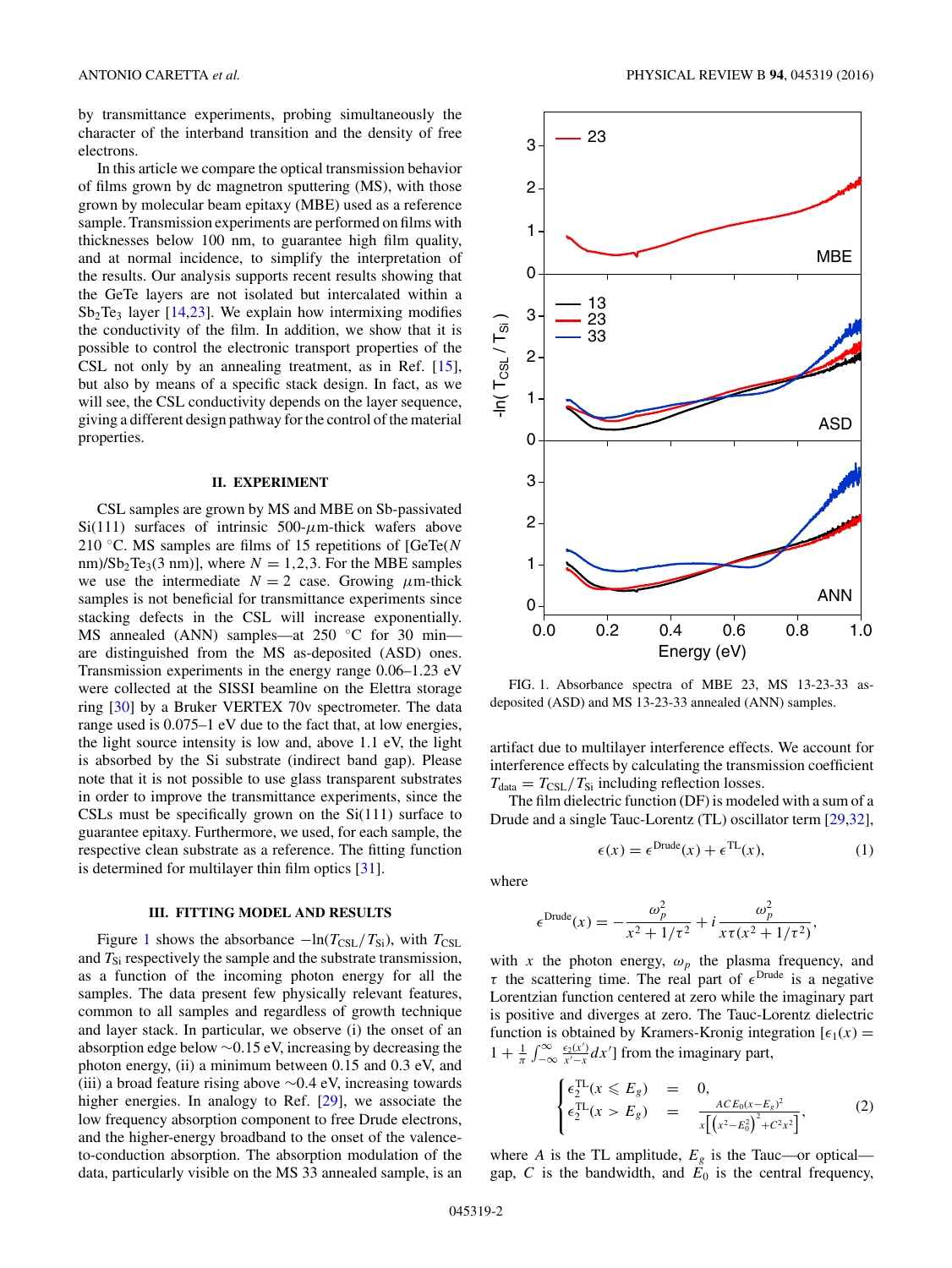by transmittance experiments, probing simultaneously the character of the interband transition and the density of free electrons.

In this article we compare the optical transmission behavior of films grown by dc magnetron sputtering (MS), with those grown by molecular beam epitaxy (MBE) used as a reference sample. Transmission experiments are performed on films with thicknesses below 100 nm, to guarantee high film quality, and at normal incidence, to simplify the interpretation of the results. Our analysis supports recent results showing that the GeTe layers are not isolated but intercalated within a $Sb_2Te_3$ layer [14,23]. We explain how intermixing modifies the conductivity of the film. In addition, we show that it is possible to control the electronic transport properties of the CSL not only by an annealing treatment, as in Ref. [15], but also by means of a specific stack design. In fact, as we will see, the CSL conductivity depends on the layer sequence, giving a different design pathway for the control of the material properties.

## II. EXPERIMENT

CSL samples are grown by MS and MBE on Sb-passivated Si(111) surfaces of intrinsic 500-$\mu$m-thick wafers above 210 °C. MS samples are films of 15 repetitions of [GeTe($N$ nm)/$Sb_2Te_3$(3 nm)], where $N = 1,2,3$. For the MBE samples we use the intermediate $N = 2$ case. Growing $\mu$m-thick samples is not beneficial for transmittance experiments since stacking defects in the CSL will increase exponentially. MS annealed (ANN) samples—at 250 °C for 30 min—are distinguished from the MS as-deposited (ASD) ones. Transmission experiments in the energy range 0.06–1.23 eV were collected at the SISSI beamline on the Elettra storage ring [30] by a Bruker VERTEX 70v spectrometer. The data range used is 0.075–1 eV due to the fact that, at low energies, the light source intensity is low and, above 1.1 eV, the light is absorbed by the Si substrate (indirect band gap). Please note that it is not possible to use glass transparent substrates in order to improve the transmittance experiments, since the CSLs must be specifically grown on the Si(111) surface to guarantee epitaxy. Furthermore, we used, for each sample, the respective clean substrate as a reference. The fitting function is determined for multilayer thin film optics [31].

## III. FITTING MODEL AND RESULTS

Figure 1 shows the absorbance $-\ln(T_{\rm CSL}/T_{\rm Si})$, with $T_{\rm CSL}$ and $T_{\rm Si}$ respectively the sample and the substrate transmission, as a function of the incoming photon energy for all the samples. The data present few physically relevant features, common to all samples and regardless of growth technique and layer stack. In particular, we observe (i) the onset of an absorption edge below ~0.15 eV, increasing by decreasing the photon energy, (ii) a minimum between 0.15 and 0.3 eV, and (iii) a broad feature rising above ~0.4 eV, increasing towards higher energies. In analogy to Ref. [29], we associate the low frequency absorption component to free Drude electrons, and the higher-energy broadband to the onset of the valence-to-conduction absorption. The absorption modulation of the data, particularly visible on the MS 33 annealed sample, is an artifact due to multilayer interference effects. We account for interference effects by calculating the transmission coefficient $T_{\rm data} = T_{\rm CSL}/T_{\rm Si}$ including reflection losses.

FIG. 1. Absorbance spectra of MBE 23, MS 13-23-33 as-deposited (ASD) and MS 13-23-33 annealed (ANN) samples.

The film dielectric function (DF) is modeled with a sum of a Drude and a single Tauc-Lorentz (TL) oscillator term [29,32],

$$\epsilon(x) = \epsilon^{\rm Drude}(x) + \epsilon^{\rm TL}(x), \tag{1}$$

where

$$\epsilon^{\rm Drude}(x) = -\frac{\omega_p^2}{x^2 + 1/\tau^2} + i\frac{\omega_p^2}{x\tau(x^2 + 1/\tau^2)},$$

with $x$ the photon energy, $\omega_p$ the plasma frequency, and $\tau$ the scattering time. The real part of $\epsilon^{\rm Drude}$ is a negative Lorentzian function centered at zero while the imaginary part is positive and diverges at zero. The Tauc-Lorentz dielectric function is obtained by Kramers-Kronig integration [$\epsilon_1(x) = 1 + \frac{1}{\pi}\int_{-\infty}^{\infty}\frac{\epsilon_2(x')}{x'-x}dx'$] from the imaginary part,

$$\begin{cases} \epsilon_2^{\rm TL}(x \leqslant E_g) = 0, \\ \epsilon_2^{\rm TL}(x > E_g) = \dfrac{ACE_0(x-E_g)^2}{x\left[\left(x^2-E_0^2\right)^2 + C^2x^2\right]}, \end{cases} \tag{2}$$

where $A$ is the TL amplitude, $E_g$ is the Tauc—or optical—gap, $C$ is the bandwidth, and $E_0$ is the central frequency,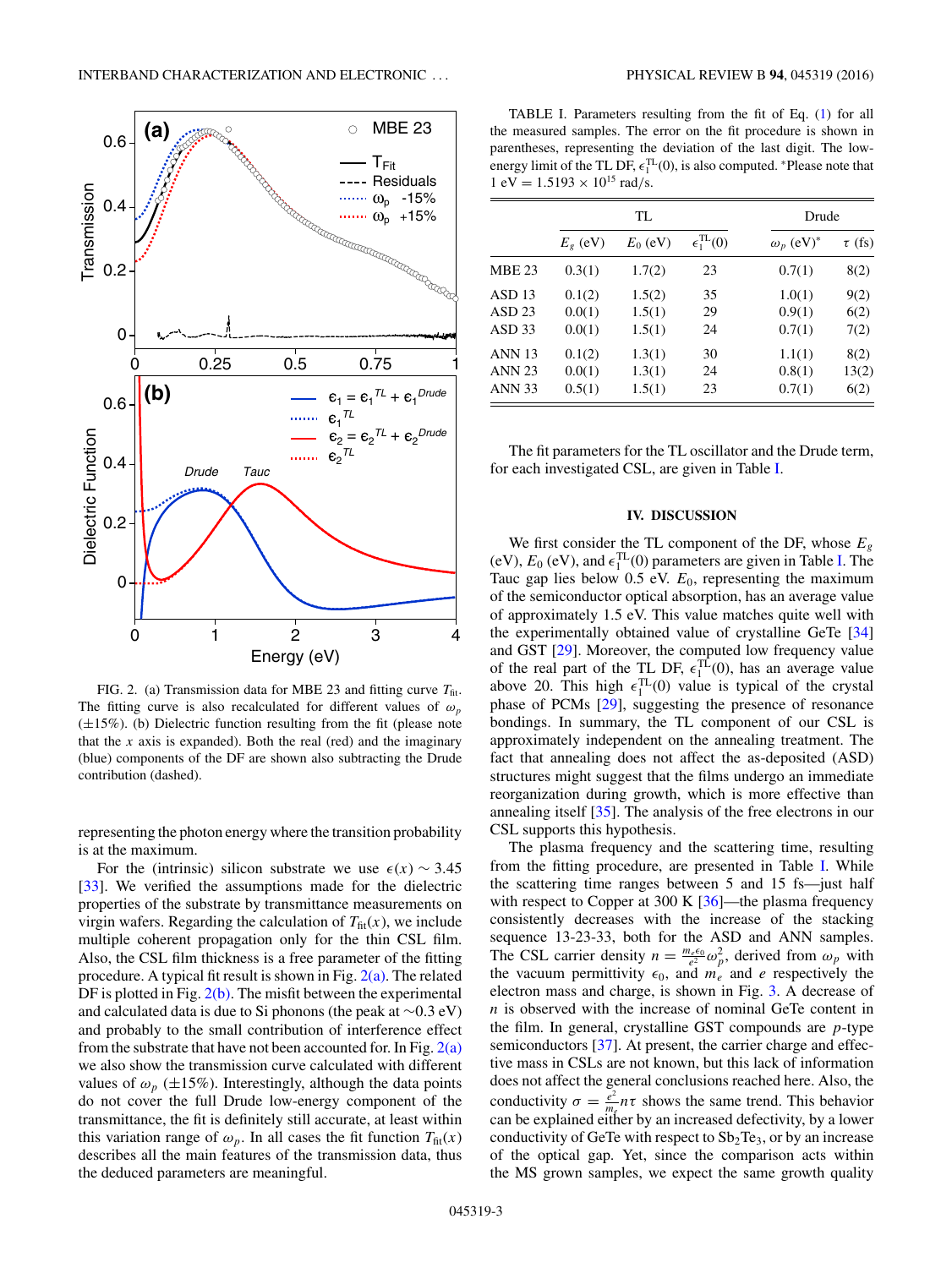FIG. 2. (a) Transmission data for MBE 23 and fitting curve $T_{\rm fit}$. The fitting curve is also recalculated for different values of $\omega_p$ ($\pm$15%). (b) Dielectric function resulting from the fit (please note that the $x$ axis is expanded). Both the real (red) and the imaginary (blue) components of the DF are shown also subtracting the Drude contribution (dashed).

representing the photon energy where the transition probability is at the maximum.

For the (intrinsic) silicon substrate we use $\epsilon(x) \sim 3.45$ [33]. We verified the assumptions made for the dielectric properties of the substrate by transmittance measurements on virgin wafers. Regarding the calculation of $T_{\rm fit}(x)$, we include multiple coherent propagation only for the thin CSL film. Also, the CSL film thickness is a free parameter of the fitting procedure. A typical fit result is shown in Fig. 2(a). The related DF is plotted in Fig. 2(b). The misfit between the experimental and calculated data is due to Si phonons (the peak at ~0.3 eV) and probably to the small contribution of interference effect from the substrate that have not been accounted for. In Fig. 2(a) we also show the transmission curve calculated with different values of $\omega_p$ ($\pm$15%). Interestingly, although the data points do not cover the full Drude low-energy component of the transmittance, the fit is definitely still accurate, at least within this variation range of $\omega_p$. In all cases the fit function $T_{\rm fit}(x)$ describes all the main features of the transmission data, thus the deduced parameters are meaningful.

TABLE I. Parameters resulting from the fit of Eq. (1) for all the measured samples. The error on the fit procedure is shown in parentheses, representing the deviation of the last digit. The low-energy limit of the TL DF, $\epsilon_1^{\rm TL}(0)$, is also computed. *Please note that 1 eV = 1.5193 × 10[15] rad/s.

| | TL | | | Drude | |
|---|---|---|---|---|---|
| | $E_g$ (eV) | $E_0$ (eV) | $\epsilon_1^{\rm TL}(0)$ | $\omega_p$ (eV)* | $\tau$ (fs) |
| MBE 23 | 0.3(1) | 1.7(2) | 23 | 0.7(1) | 8(2) |
| ASD 13 | 0.1(2) | 1.5(2) | 35 | 1.0(1) | 9(2) |
| ASD 23 | 0.0(1) | 1.5(1) | 29 | 0.9(1) | 6(2) |
| ASD 33 | 0.0(1) | 1.5(1) | 24 | 0.7(1) | 7(2) |
| ANN 13 | 0.1(2) | 1.3(1) | 30 | 1.1(1) | 8(2) |
| ANN 23 | 0.0(1) | 1.3(1) | 24 | 0.8(1) | 13(2) |
| ANN 33 | 0.5(1) | 1.5(1) | 23 | 0.7(1) | 6(2) |

The fit parameters for the TL oscillator and the Drude term, for each investigated CSL, are given in Table I.

## IV. DISCUSSION

We first consider the TL component of the DF, whose $E_g$ (eV), $E_0$ (eV), and $\epsilon_1^{\rm TL}(0)$ parameters are given in Table I. The Tauc gap lies below 0.5 eV. $E_0$, representing the maximum of the semiconductor optical absorption, has an average value of approximately 1.5 eV. This value matches quite well with the experimentally obtained value of crystalline GeTe [34] and GST [29]. Moreover, the computed low frequency value of the real part of the TL DF, $\epsilon_1^{\rm TL}(0)$, has an average value above 20. This high $\epsilon_1^{\rm TL}(0)$ value is typical of the crystal phase of PCMs [29], suggesting the presence of resonance bondings. In summary, the TL component of our CSL is approximately independent on the annealing treatment. The fact that annealing does not affect the as-deposited (ASD) structures might suggest that the films undergo an immediate reorganization during growth, which is more effective than annealing itself [35]. The analysis of the free electrons in our CSL supports this hypothesis.

The plasma frequency and the scattering time, resulting from the fitting procedure, are presented in Table I. While the scattering time ranges between 5 and 15 fs—just half with respect to Copper at 300 K [36]—the plasma frequency consistently decreases with the increase of the stacking sequence 13-23-33, both for the ASD and ANN samples. The CSL carrier density $n = \frac{m_e \epsilon_0}{e^2}\omega_p^2$, derived from $\omega_p$ with the vacuum permittivity $\epsilon_0$, and $m_e$ and $e$ respectively the electron mass and charge, is shown in Fig. 3. A decrease of $n$ is observed with the increase of nominal GeTe content in the film. In general, crystalline GST compounds are $p$-type semiconductors [37]. At present, the carrier charge and effective mass in CSLs are not known, but this lack of information does not affect the general conclusions reached here. Also, the conductivity $\sigma = \frac{e^2}{m_e} n\tau$ shows the same trend. This behavior can be explained either by an increased defectivity, by a lower conductivity of GeTe with respect to $Sb_2Te_3$, or by an increase of the optical gap. Yet, since the comparison acts within the MS grown samples, we expect the same growth quality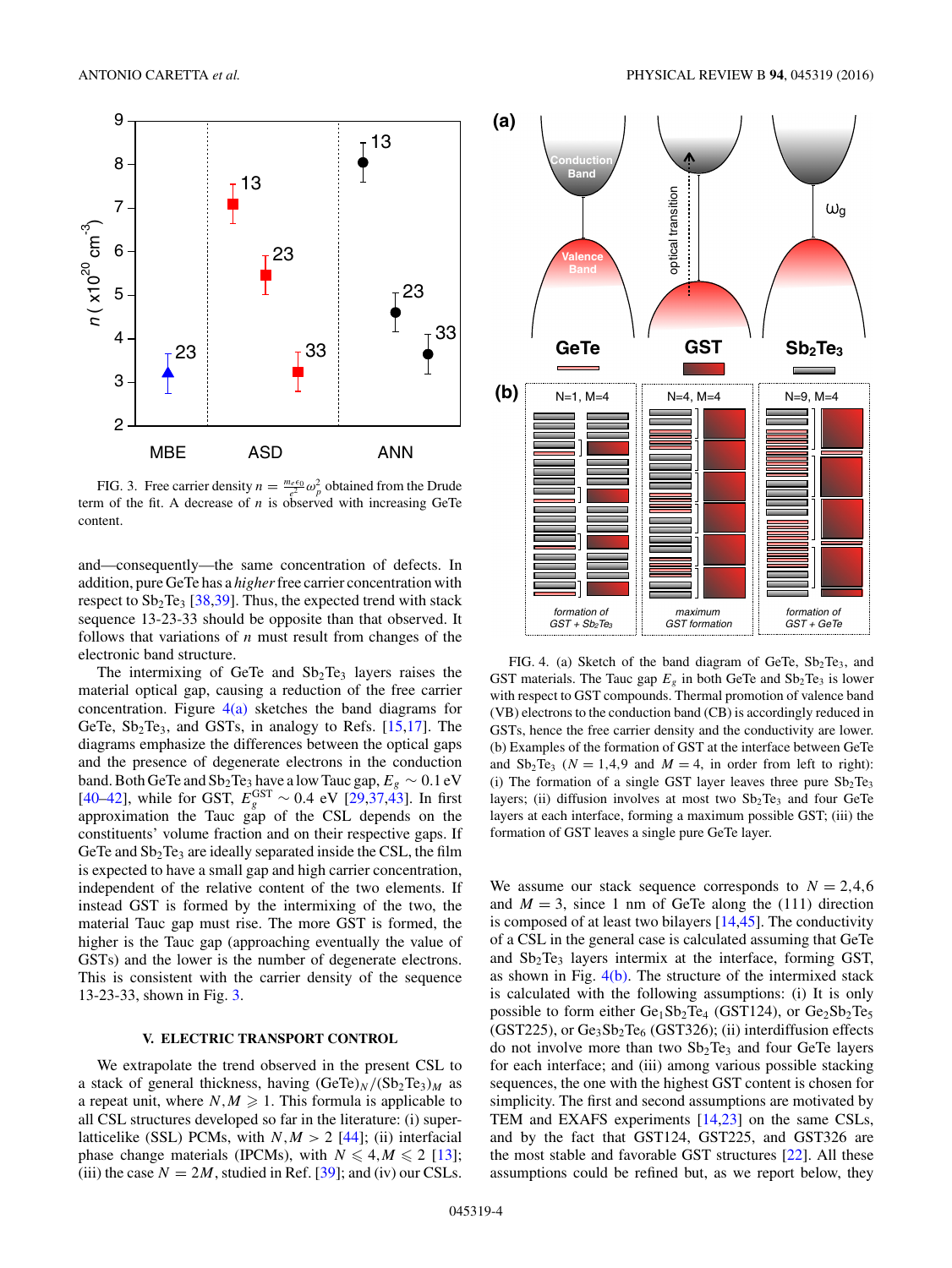FIG. 3. Free carrier density $n = \frac{m_e \epsilon_0}{e^2}\omega_p^2$ obtained from the Drude term of the fit. A decrease of $n$ is observed with increasing GeTe content.

and—consequently—the same concentration of defects. In addition, pure GeTe has a *higher* free carrier concentration with respect to $Sb_2Te_3$ [38,39]. Thus, the expected trend with stack sequence 13-23-33 should be opposite than that observed. It follows that variations of $n$ must result from changes of the electronic band structure.

The intermixing of GeTe and $Sb_2Te_3$ layers raises the material optical gap, causing a reduction of the free carrier concentration. Figure 4(a) sketches the band diagrams for GeTe, $Sb_2Te_3$, and GSTs, in analogy to Refs. [15,17]. The diagrams emphasize the differences between the optical gaps and the presence of degenerate electrons in the conduction band. Both GeTe and $Sb_2Te_3$ have a low Tauc gap, $E_g \sim 0.1$ eV [40–42], while for GST, $E_g^{\mathrm{GST}} \sim 0.4$ eV [29,37,43]. In first approximation the Tauc gap of the CSL depends on the constituents' volume fraction and on their respective gaps. If GeTe and $Sb_2Te_3$ are ideally separated inside the CSL, the film is expected to have a small gap and high carrier concentration, independent of the relative content of the two elements. If instead GST is formed by the intermixing of the two, the material Tauc gap must rise. The more GST is formed, the higher is the Tauc gap (approaching eventually the value of GSTs) and the lower is the number of degenerate electrons. This is consistent with the carrier density of the sequence 13-23-33, shown in Fig. 3.

## V. ELECTRIC TRANSPORT CONTROL

We extrapolate the trend observed in the present CSL to a stack of general thickness, having $(\mathrm{GeTe})_N/(\mathrm{Sb_2Te_3})_M$ as a repeat unit, where $N,M \geqslant 1$. This formula is applicable to all CSL structures developed so far in the literature: (i) superlatticelike (SSL) PCMs, with $N,M > 2$ [44]; (ii) interfacial phase change materials (IPCMs), with $N \leqslant 4, M \leqslant 2$ [13]; (iii) the case $N = 2M$, studied in Ref. [39]; and (iv) our CSLs.

FIG. 4. (a) Sketch of the band diagram of GeTe, $Sb_2Te_3$, and GST materials. The Tauc gap $E_g$ in both GeTe and $Sb_2Te_3$ is lower with respect to GST compounds. Thermal promotion of valence band (VB) electrons to the conduction band (CB) is accordingly reduced in GSTs, hence the free carrier density and the conductivity are lower. (b) Examples of the formation of GST at the interface between GeTe and $Sb_2Te_3$ ($N = 1,4,9$ and $M = 4$, in order from left to right): (i) The formation of a single GST layer leaves three pure $Sb_2Te_3$ layers; (ii) diffusion involves at most two $Sb_2Te_3$ and four GeTe layers at each interface, forming a maximum possible GST; (iii) the formation of GST leaves a single pure GeTe layer.

We assume our stack sequence corresponds to $N = 2,4,6$ and $M = 3$, since 1 nm of GeTe along the (111) direction is composed of at least two bilayers [14,45]. The conductivity of a CSL in the general case is calculated assuming that GeTe and $Sb_2Te_3$ layers intermix at the interface, forming GST, as shown in Fig. 4(b). The structure of the intermixed stack is calculated with the following assumptions: (i) It is only possible to form either $Ge_1Sb_2Te_4$ (GST124), or $Ge_2Sb_2Te_5$ (GST225), or $Ge_3Sb_2Te_6$ (GST326); (ii) interdiffusion effects do not involve more than two $Sb_2Te_3$ and four GeTe layers for each interface; and (iii) among various possible stacking sequences, the one with the highest GST content is chosen for simplicity. The first and second assumptions are motivated by TEM and EXAFS experiments [14,23] on the same CSLs, and by the fact that GST124, GST225, and GST326 are the most stable and favorable GST structures [22]. All these assumptions could be refined but, as we report below, they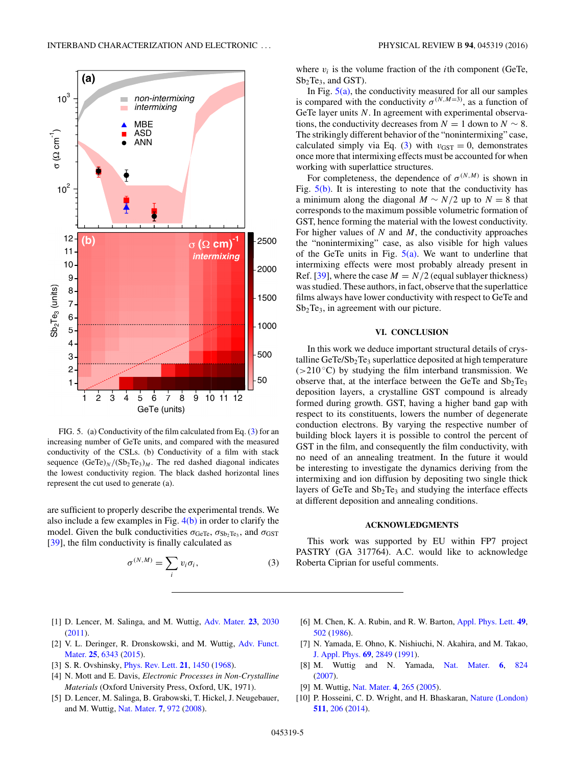FIG. 5. (a) Conductivity of the film calculated from Eq. (3) for an increasing number of GeTe units, and compared with the measured conductivity of the CSLs. (b) Conductivity of a film with stack sequence $(GeTe)_N/(Sb_2Te_3)_M$. The red dashed diagonal indicates the lowest conductivity region. The black dashed horizontal lines represent the cut used to generate (a).

are sufficient to properly describe the experimental trends. We also include a few examples in Fig. 4(b) in order to clarify the model. Given the bulk conductivities $\sigma_{GeTe}$, $\sigma_{Sb_2Te_3}$, and $\sigma_{GST}$ [39], the film conductivity is finally calculated as

$$\sigma^{(N,M)} = \sum_i v_i \sigma_i, \tag{3}$$

where $v_i$ is the volume fraction of the $i$th component (GeTe, $Sb_2Te_3$, and GST).

In Fig. 5(a), the conductivity measured for all our samples is compared with the conductivity $\sigma^{(N,M=3)}$, as a function of GeTe layer units $N$. In agreement with experimental observations, the conductivity decreases from $N = 1$ down to $N \sim 8$. The strikingly different behavior of the "nonintermixing" case, calculated simply via Eq. (3) with $v_{GST} = 0$, demonstrates once more that intermixing effects must be accounted for when working with superlattice structures.

For completeness, the dependence of $\sigma^{(N,M)}$ is shown in Fig. 5(b). It is interesting to note that the conductivity has a minimum along the diagonal $M \sim N/2$ up to $N = 8$ that corresponds to the maximum possible volumetric formation of GST, hence forming the material with the lowest conductivity. For higher values of $N$ and $M$, the conductivity approaches the "nonintermixing" case, as also visible for high values of the GeTe units in Fig. 5(a). We want to underline that intermixing effects were most probably already present in Ref. [39], where the case $M = N/2$ (equal sublayer thickness) was studied. These authors, in fact, observe that the superlattice films always have lower conductivity with respect to GeTe and $Sb_2Te_3$, in agreement with our picture.

## VI. CONCLUSION

In this work we deduce important structural details of crystalline $GeTe/Sb_2Te_3$ superlattice deposited at high temperature ($>210\,^\circ$C) by studying the film interband transmission. We observe that, at the interface between the GeTe and $Sb_2Te_3$ deposition layers, a crystalline GST compound is already formed during growth. GST, having a higher band gap with respect to its constituents, lowers the number of degenerate conduction electrons. By varying the respective number of building block layers it is possible to control the percent of GST in the film, and consequently the film conductivity, with no need of an annealing treatment. In the future it would be interesting to investigate the dynamics deriving from the intermixing and ion diffusion by depositing two single thick layers of GeTe and $Sb_2Te_3$ and studying the interface effects at different deposition and annealing conditions.

## ACKNOWLEDGMENTS

This work was supported by EU within FP7 project PASTRY (GA 317764). A.C. would like to acknowledge Roberta Ciprian for useful comments.

[1] D. Lencer, M. Salinga, and M. Wuttig, Adv. Mater. **23**, 2030 (2011).
[2] V. L. Deringer, R. Dronskowski, and M. Wuttig, Adv. Funct. Mater. **25**, 6343 (2015).
[3] S. R. Ovshinsky, Phys. Rev. Lett. **21**, 1450 (1968).
[4] N. Mott and E. Davis, *Electronic Processes in Non-Crystalline Materials* (Oxford University Press, Oxford, UK, 1971).
[5] D. Lencer, M. Salinga, B. Grabowski, T. Hickel, J. Neugebauer, and M. Wuttig, Nat. Mater. **7**, 972 (2008).
[6] M. Chen, K. A. Rubin, and R. W. Barton, Appl. Phys. Lett. **49**, 502 (1986).
[7] N. Yamada, E. Ohno, K. Nishiuchi, N. Akahira, and M. Takao, J. Appl. Phys. **69**, 2849 (1991).
[8] M. Wuttig and N. Yamada, Nat. Mater. **6**, 824 (2007).
[9] M. Wuttig, Nat. Mater. **4**, 265 (2005).
[10] P. Hosseini, C. D. Wright, and H. Bhaskaran, Nature (London) **511**, 206 (2014).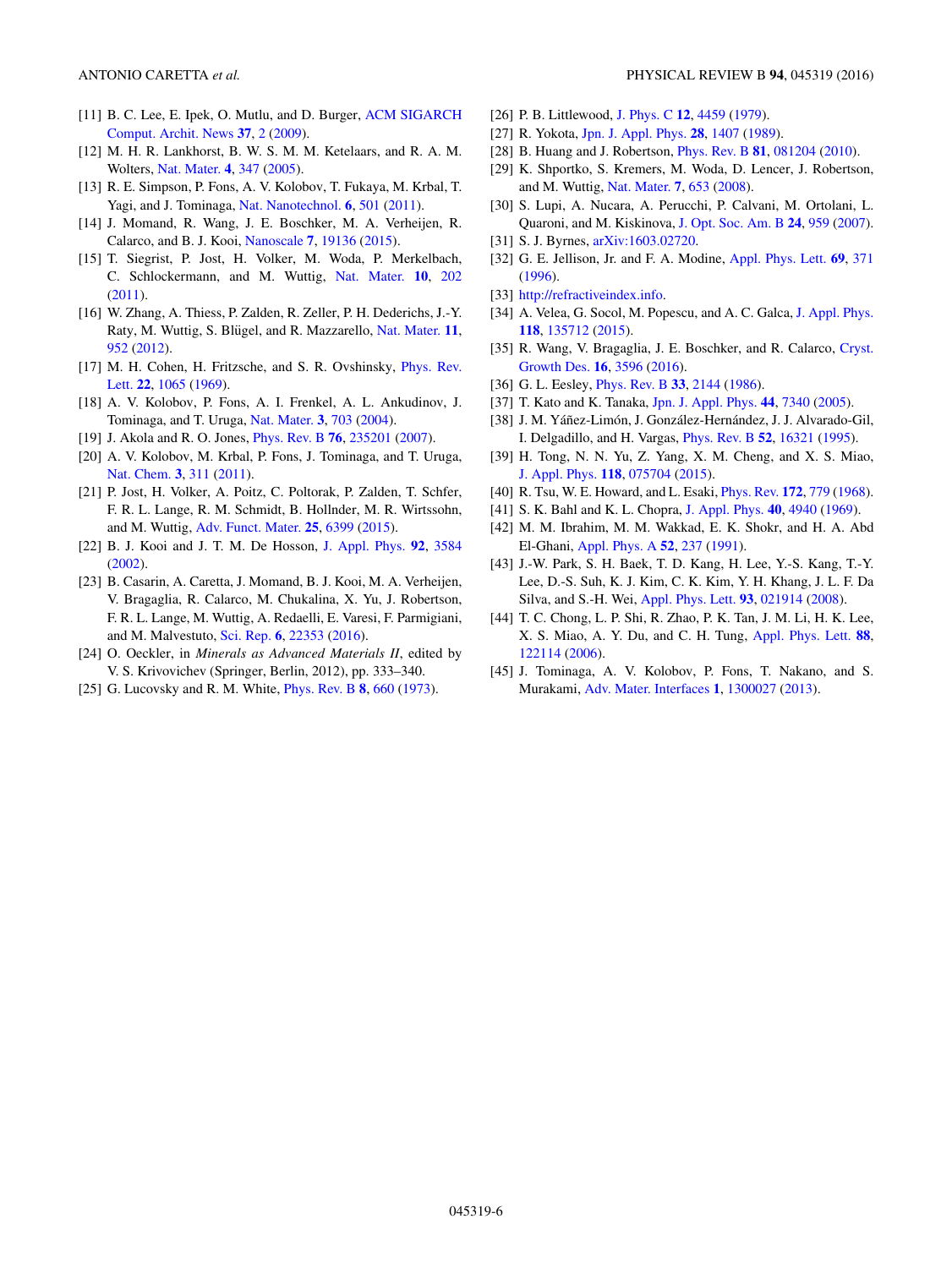[11] B. C. Lee, E. Ipek, O. Mutlu, and D. Burger, ACM SIGARCH Comput. Archit. News **37**, 2 (2009).

[12] M. H. R. Lankhorst, B. W. S. M. M. Ketelaars, and R. A. M. Wolters, Nat. Mater. **4**, 347 (2005).

[13] R. E. Simpson, P. Fons, A. V. Kolobov, T. Fukaya, M. Krbal, T. Yagi, and J. Tominaga, Nat. Nanotechnol. **6**, 501 (2011).

[14] J. Momand, R. Wang, J. E. Boschker, M. A. Verheijen, R. Calarco, and B. J. Kooi, Nanoscale **7**, 19136 (2015).

[15] T. Siegrist, P. Jost, H. Volker, M. Woda, P. Merkelbach, C. Schlockermann, and M. Wuttig, Nat. Mater. **10**, 202 (2011).

[16] W. Zhang, A. Thiess, P. Zalden, R. Zeller, P. H. Dederichs, J.-Y. Raty, M. Wuttig, S. Blügel, and R. Mazzarello, Nat. Mater. **11**, 952 (2012).

[17] M. H. Cohen, H. Fritzsche, and S. R. Ovshinsky, Phys. Rev. Lett. **22**, 1065 (1969).

[18] A. V. Kolobov, P. Fons, A. I. Frenkel, A. L. Ankudinov, J. Tominaga, and T. Uruga, Nat. Mater. **3**, 703 (2004).

[19] J. Akola and R. O. Jones, Phys. Rev. B **76**, 235201 (2007).

[20] A. V. Kolobov, M. Krbal, P. Fons, J. Tominaga, and T. Uruga, Nat. Chem. **3**, 311 (2011).

[21] P. Jost, H. Volker, A. Poitz, C. Poltorak, P. Zalden, T. Schfer, F. R. L. Lange, R. M. Schmidt, B. Hollnder, M. R. Wirtssohn, and M. Wuttig, Adv. Funct. Mater. **25**, 6399 (2015).

[22] B. J. Kooi and J. T. M. De Hosson, J. Appl. Phys. **92**, 3584 (2002).

[23] B. Casarin, A. Caretta, J. Momand, B. J. Kooi, M. A. Verheijen, V. Bragaglia, R. Calarco, M. Chukalina, X. Yu, J. Robertson, F. R. L. Lange, M. Wuttig, A. Redaelli, E. Varesi, F. Parmigiani, and M. Malvestuto, Sci. Rep. **6**, 22353 (2016).

[24] O. Oeckler, in *Minerals as Advanced Materials II*, edited by V. S. Krivovichev (Springer, Berlin, 2012), pp. 333–340.

[25] G. Lucovsky and R. M. White, Phys. Rev. B **8**, 660 (1973).

[26] P. B. Littlewood, J. Phys. C **12**, 4459 (1979).

[27] R. Yokota, Jpn. J. Appl. Phys. **28**, 1407 (1989).

[28] B. Huang and J. Robertson, Phys. Rev. B **81**, 081204 (2010).

[29] K. Shportko, S. Kremers, M. Woda, D. Lencer, J. Robertson, and M. Wuttig, Nat. Mater. **7**, 653 (2008).

[30] S. Lupi, A. Nucara, A. Perucchi, P. Calvani, M. Ortolani, L. Quaroni, and M. Kiskinova, J. Opt. Soc. Am. B **24**, 959 (2007).

[31] S. J. Byrnes, arXiv:1603.02720.

[32] G. E. Jellison, Jr. and F. A. Modine, Appl. Phys. Lett. **69**, 371 (1996).

[33] http://refractiveindex.info.

[34] A. Velea, G. Socol, M. Popescu, and A. C. Galca, J. Appl. Phys. **118**, 135712 (2015).

[35] R. Wang, V. Bragaglia, J. E. Boschker, and R. Calarco, Cryst. Growth Des. **16**, 3596 (2016).

[36] G. L. Eesley, Phys. Rev. B **33**, 2144 (1986).

[37] T. Kato and K. Tanaka, Jpn. J. Appl. Phys. **44**, 7340 (2005).

[38] J. M. Yáñez-Limón, J. González-Hernández, J. J. Alvarado-Gil, I. Delgadillo, and H. Vargas, Phys. Rev. B **52**, 16321 (1995).

[39] H. Tong, N. N. Yu, Z. Yang, X. M. Cheng, and X. S. Miao, J. Appl. Phys. **118**, 075704 (2015).

[40] R. Tsu, W. E. Howard, and L. Esaki, Phys. Rev. **172**, 779 (1968).

[41] S. K. Bahl and K. L. Chopra, J. Appl. Phys. **40**, 4940 (1969).

[42] M. M. Ibrahim, M. M. Wakkad, E. K. Shokr, and H. A. Abd El-Ghani, Appl. Phys. A **52**, 237 (1991).

[43] J.-W. Park, S. H. Baek, T. D. Kang, H. Lee, Y.-S. Kang, T.-Y. Lee, D.-S. Suh, K. J. Kim, C. K. Kim, Y. H. Khang, J. L. F. Da Silva, and S.-H. Wei, Appl. Phys. Lett. **93**, 021914 (2008).

[44] T. C. Chong, L. P. Shi, R. Zhao, P. K. Tan, J. M. Li, H. K. Lee, X. S. Miao, A. Y. Du, and C. H. Tung, Appl. Phys. Lett. **88**, 122114 (2006).

[45] J. Tominaga, A. V. Kolobov, P. Fons, T. Nakano, and S. Murakami, Adv. Mater. Interfaces **1**, 1300027 (2013).